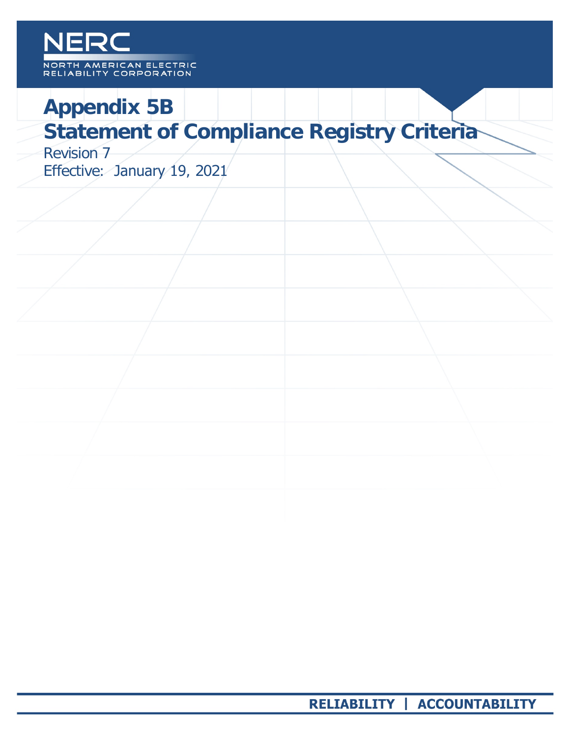NERC

NORTH AMERICAN ELECTRIC RELIABILITY CORPORATION

# Appendix 5B
# Statement of Compliance Registry Criteria

Revision 7

Effective: January 19, 2021

**RELIABILITY | ACCOUNTABILITY**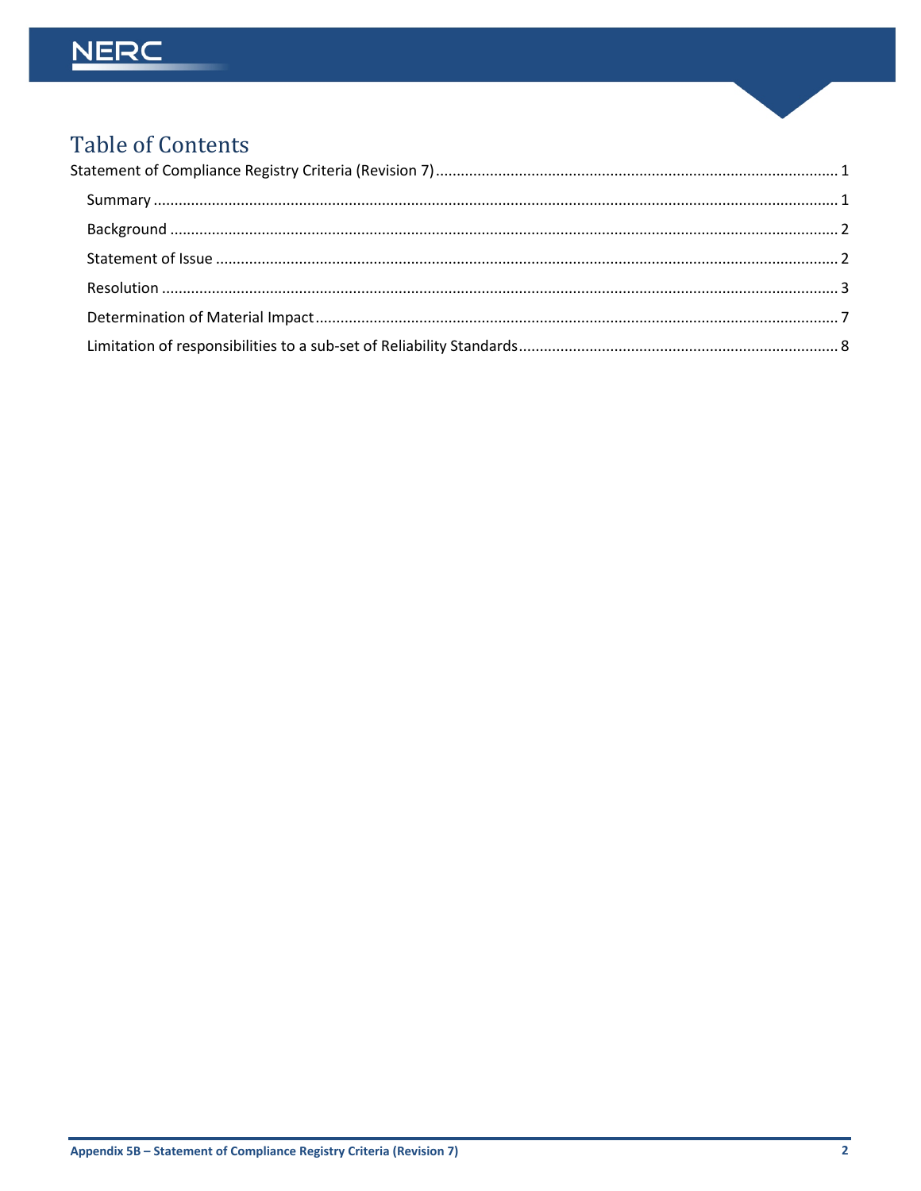# Table of Contents

Statement of Compliance Registry Criteria (Revision 7) ..... 1

- Summary ..... 1
- Background ..... 2
- Statement of Issue ..... 2
- Resolution ..... 3
- Determination of Material Impact ..... 7
- Limitation of responsibilities to a sub-set of Reliability Standards ..... 8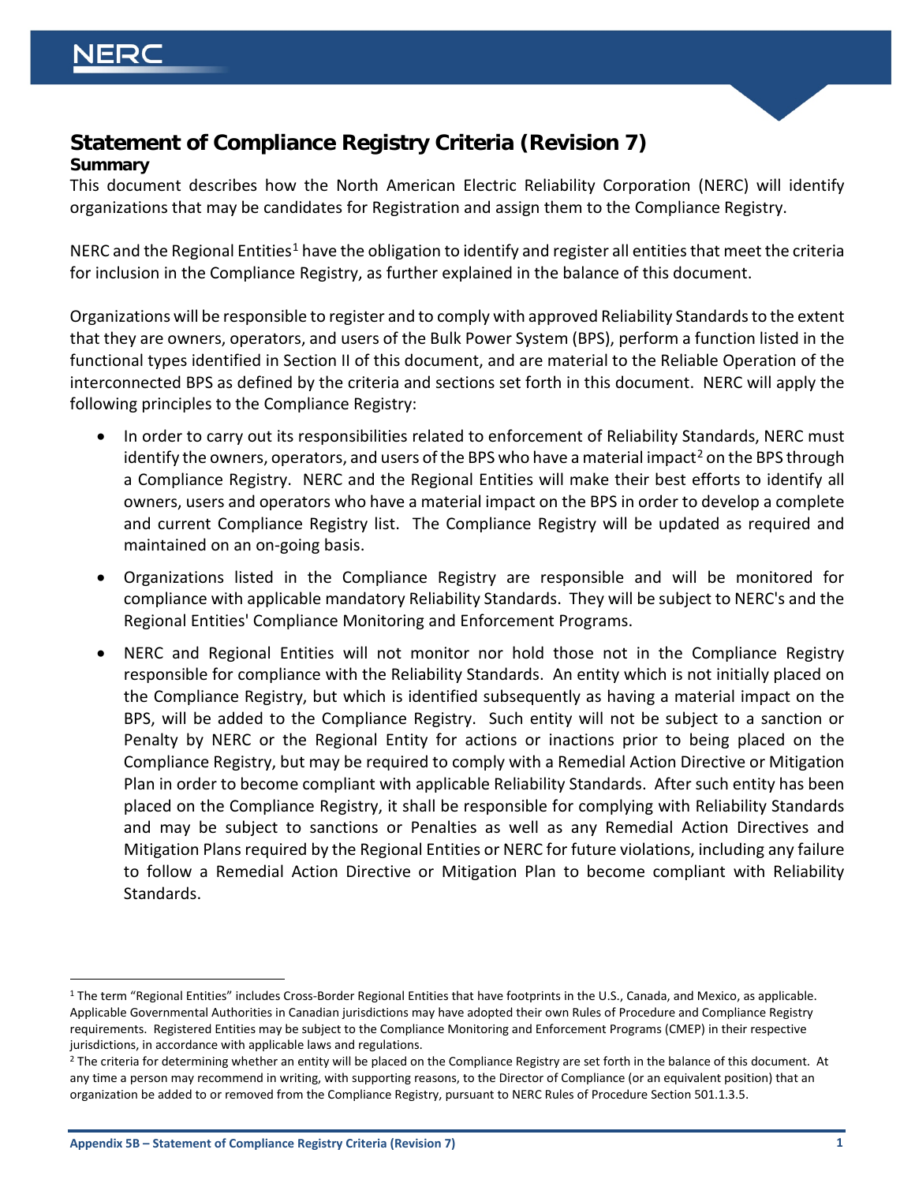# Statement of Compliance Registry Criteria (Revision 7)

## Summary

This document describes how the North American Electric Reliability Corporation (NERC) will identify organizations that may be candidates for Registration and assign them to the Compliance Registry.

NERC and the Regional Entities[1] have the obligation to identify and register all entities that meet the criteria for inclusion in the Compliance Registry, as further explained in the balance of this document.

Organizations will be responsible to register and to comply with approved Reliability Standards to the extent that they are owners, operators, and users of the Bulk Power System (BPS), perform a function listed in the functional types identified in Section II of this document, and are material to the Reliable Operation of the interconnected BPS as defined by the criteria and sections set forth in this document. NERC will apply the following principles to the Compliance Registry:

- In order to carry out its responsibilities related to enforcement of Reliability Standards, NERC must identify the owners, operators, and users of the BPS who have a material impact[2] on the BPS through a Compliance Registry. NERC and the Regional Entities will make their best efforts to identify all owners, users and operators who have a material impact on the BPS in order to develop a complete and current Compliance Registry list. The Compliance Registry will be updated as required and maintained on an on-going basis.
- Organizations listed in the Compliance Registry are responsible and will be monitored for compliance with applicable mandatory Reliability Standards. They will be subject to NERC's and the Regional Entities' Compliance Monitoring and Enforcement Programs.
- NERC and Regional Entities will not monitor nor hold those not in the Compliance Registry responsible for compliance with the Reliability Standards. An entity which is not initially placed on the Compliance Registry, but which is identified subsequently as having a material impact on the BPS, will be added to the Compliance Registry. Such entity will not be subject to a sanction or Penalty by NERC or the Regional Entity for actions or inactions prior to being placed on the Compliance Registry, but may be required to comply with a Remedial Action Directive or Mitigation Plan in order to become compliant with applicable Reliability Standards. After such entity has been placed on the Compliance Registry, it shall be responsible for complying with Reliability Standards and may be subject to sanctions or Penalties as well as any Remedial Action Directives and Mitigation Plans required by the Regional Entities or NERC for future violations, including any failure to follow a Remedial Action Directive or Mitigation Plan to become compliant with Reliability Standards.

---

[1] The term "Regional Entities" includes Cross-Border Regional Entities that have footprints in the U.S., Canada, and Mexico, as applicable. Applicable Governmental Authorities in Canadian jurisdictions may have adopted their own Rules of Procedure and Compliance Registry requirements. Registered Entities may be subject to the Compliance Monitoring and Enforcement Programs (CMEP) in their respective jurisdictions, in accordance with applicable laws and regulations.

[2] The criteria for determining whether an entity will be placed on the Compliance Registry are set forth in the balance of this document. At any time a person may recommend in writing, with supporting reasons, to the Director of Compliance (or an equivalent position) that an organization be added to or removed from the Compliance Registry, pursuant to NERC Rules of Procedure Section 501.1.3.5.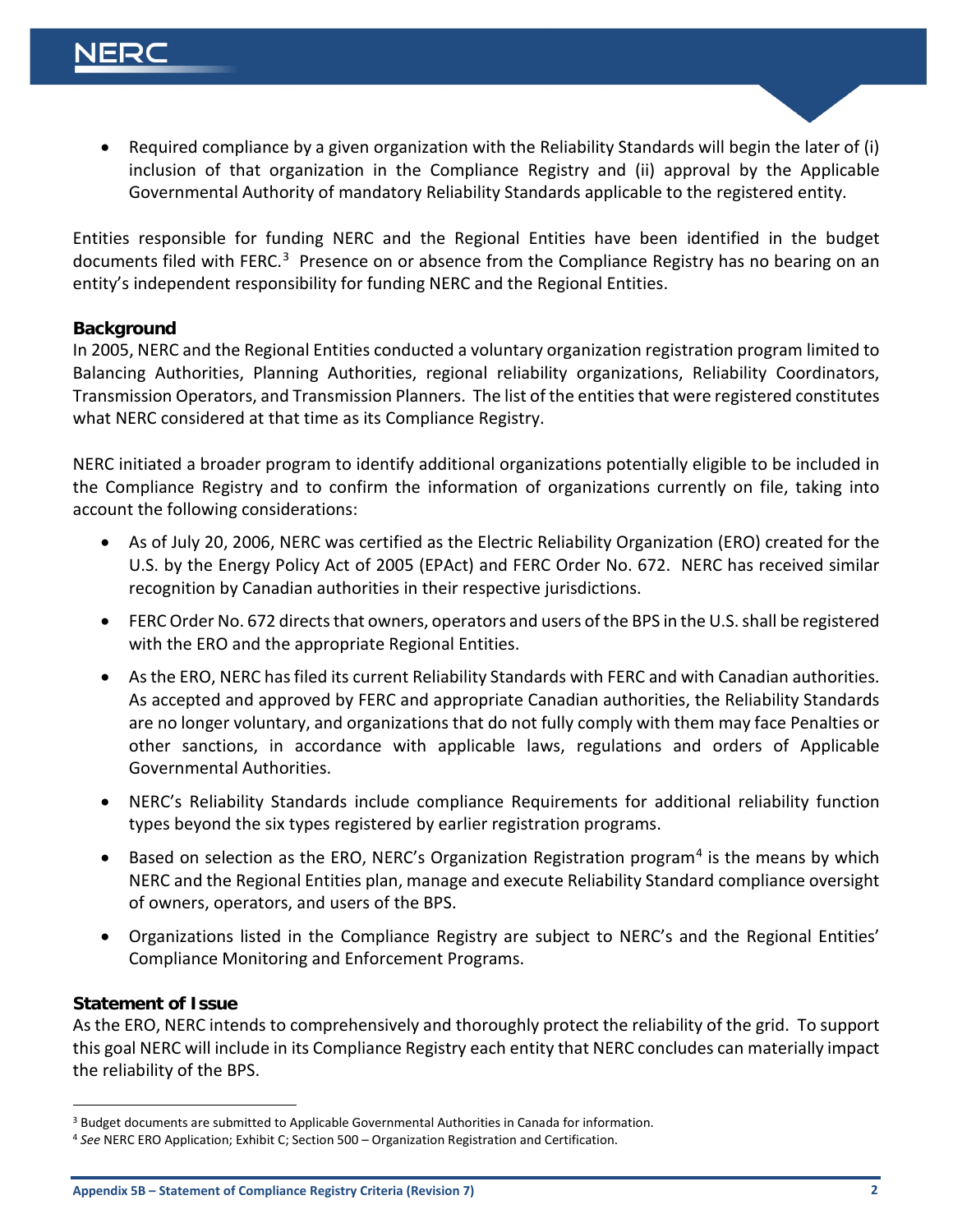- Required compliance by a given organization with the Reliability Standards will begin the later of (i) inclusion of that organization in the Compliance Registry and (ii) approval by the Applicable Governmental Authority of mandatory Reliability Standards applicable to the registered entity.

Entities responsible for funding NERC and the Regional Entities have been identified in the budget documents filed with FERC.[3] Presence on or absence from the Compliance Registry has no bearing on an entity's independent responsibility for funding NERC and the Regional Entities.

**Background**

In 2005, NERC and the Regional Entities conducted a voluntary organization registration program limited to Balancing Authorities, Planning Authorities, regional reliability organizations, Reliability Coordinators, Transmission Operators, and Transmission Planners. The list of the entities that were registered constitutes what NERC considered at that time as its Compliance Registry.

NERC initiated a broader program to identify additional organizations potentially eligible to be included in the Compliance Registry and to confirm the information of organizations currently on file, taking into account the following considerations:

- As of July 20, 2006, NERC was certified as the Electric Reliability Organization (ERO) created for the U.S. by the Energy Policy Act of 2005 (EPAct) and FERC Order No. 672. NERC has received similar recognition by Canadian authorities in their respective jurisdictions.
- FERC Order No. 672 directs that owners, operators and users of the BPS in the U.S. shall be registered with the ERO and the appropriate Regional Entities.
- As the ERO, NERC has filed its current Reliability Standards with FERC and with Canadian authorities. As accepted and approved by FERC and appropriate Canadian authorities, the Reliability Standards are no longer voluntary, and organizations that do not fully comply with them may face Penalties or other sanctions, in accordance with applicable laws, regulations and orders of Applicable Governmental Authorities.
- NERC's Reliability Standards include compliance Requirements for additional reliability function types beyond the six types registered by earlier registration programs.
- Based on selection as the ERO, NERC's Organization Registration program[4] is the means by which NERC and the Regional Entities plan, manage and execute Reliability Standard compliance oversight of owners, operators, and users of the BPS.
- Organizations listed in the Compliance Registry are subject to NERC's and the Regional Entities' Compliance Monitoring and Enforcement Programs.

**Statement of Issue**

As the ERO, NERC intends to comprehensively and thoroughly protect the reliability of the grid. To support this goal NERC will include in its Compliance Registry each entity that NERC concludes can materially impact the reliability of the BPS.

---

[3] Budget documents are submitted to Applicable Governmental Authorities in Canada for information.

[4] *See* NERC ERO Application; Exhibit C; Section 500 – Organization Registration and Certification.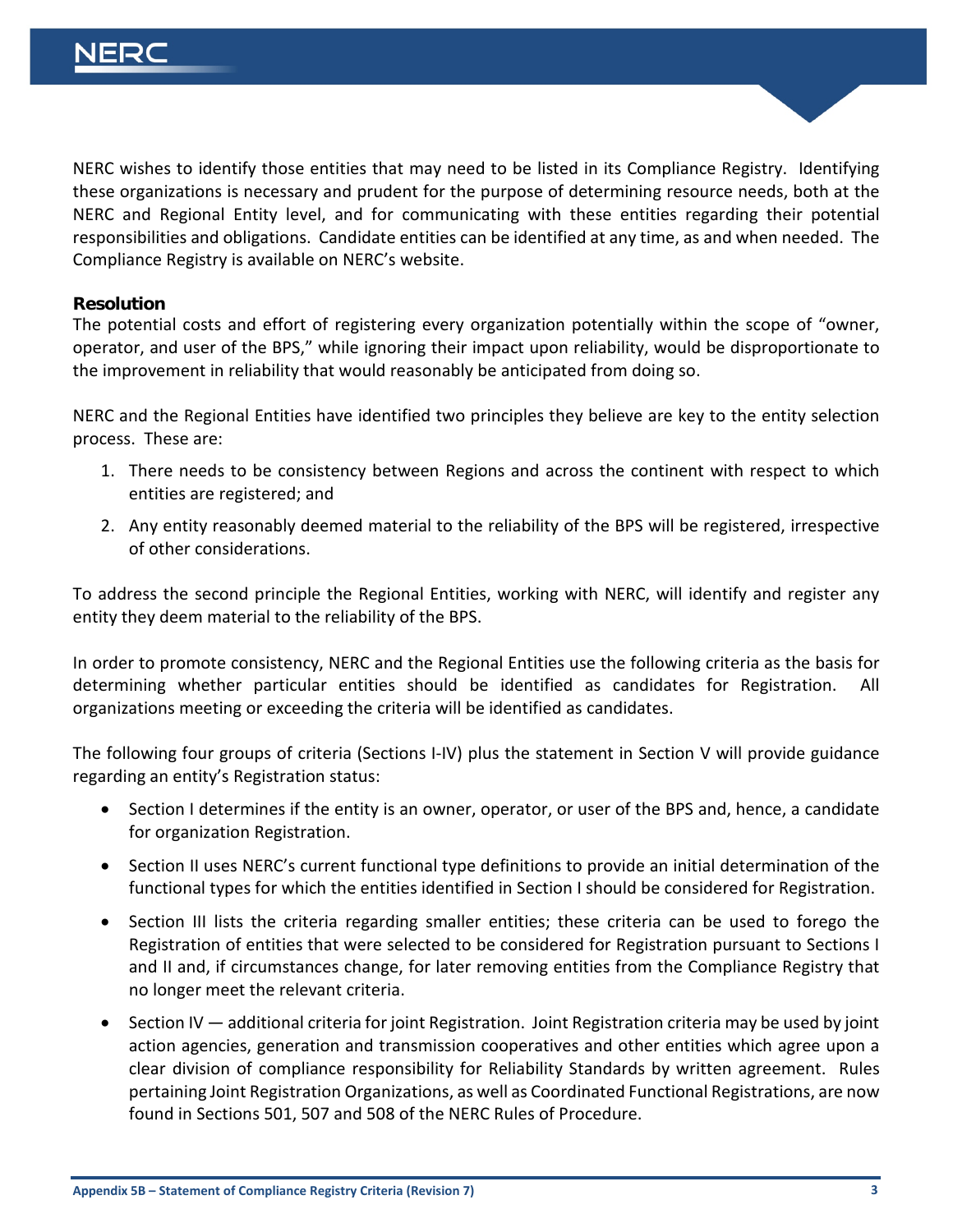NERC wishes to identify those entities that may need to be listed in its Compliance Registry. Identifying these organizations is necessary and prudent for the purpose of determining resource needs, both at the NERC and Regional Entity level, and for communicating with these entities regarding their potential responsibilities and obligations. Candidate entities can be identified at any time, as and when needed. The Compliance Registry is available on NERC's website.

**Resolution**

The potential costs and effort of registering every organization potentially within the scope of "owner, operator, and user of the BPS," while ignoring their impact upon reliability, would be disproportionate to the improvement in reliability that would reasonably be anticipated from doing so.

NERC and the Regional Entities have identified two principles they believe are key to the entity selection process. These are:

1. There needs to be consistency between Regions and across the continent with respect to which entities are registered; and
2. Any entity reasonably deemed material to the reliability of the BPS will be registered, irrespective of other considerations.

To address the second principle the Regional Entities, working with NERC, will identify and register any entity they deem material to the reliability of the BPS.

In order to promote consistency, NERC and the Regional Entities use the following criteria as the basis for determining whether particular entities should be identified as candidates for Registration. All organizations meeting or exceeding the criteria will be identified as candidates.

The following four groups of criteria (Sections I-IV) plus the statement in Section V will provide guidance regarding an entity's Registration status:

- Section I determines if the entity is an owner, operator, or user of the BPS and, hence, a candidate for organization Registration.
- Section II uses NERC's current functional type definitions to provide an initial determination of the functional types for which the entities identified in Section I should be considered for Registration.
- Section III lists the criteria regarding smaller entities; these criteria can be used to forego the Registration of entities that were selected to be considered for Registration pursuant to Sections I and II and, if circumstances change, for later removing entities from the Compliance Registry that no longer meet the relevant criteria.
- Section IV — additional criteria for joint Registration. Joint Registration criteria may be used by joint action agencies, generation and transmission cooperatives and other entities which agree upon a clear division of compliance responsibility for Reliability Standards by written agreement. Rules pertaining Joint Registration Organizations, as well as Coordinated Functional Registrations, are now found in Sections 501, 507 and 508 of the NERC Rules of Procedure.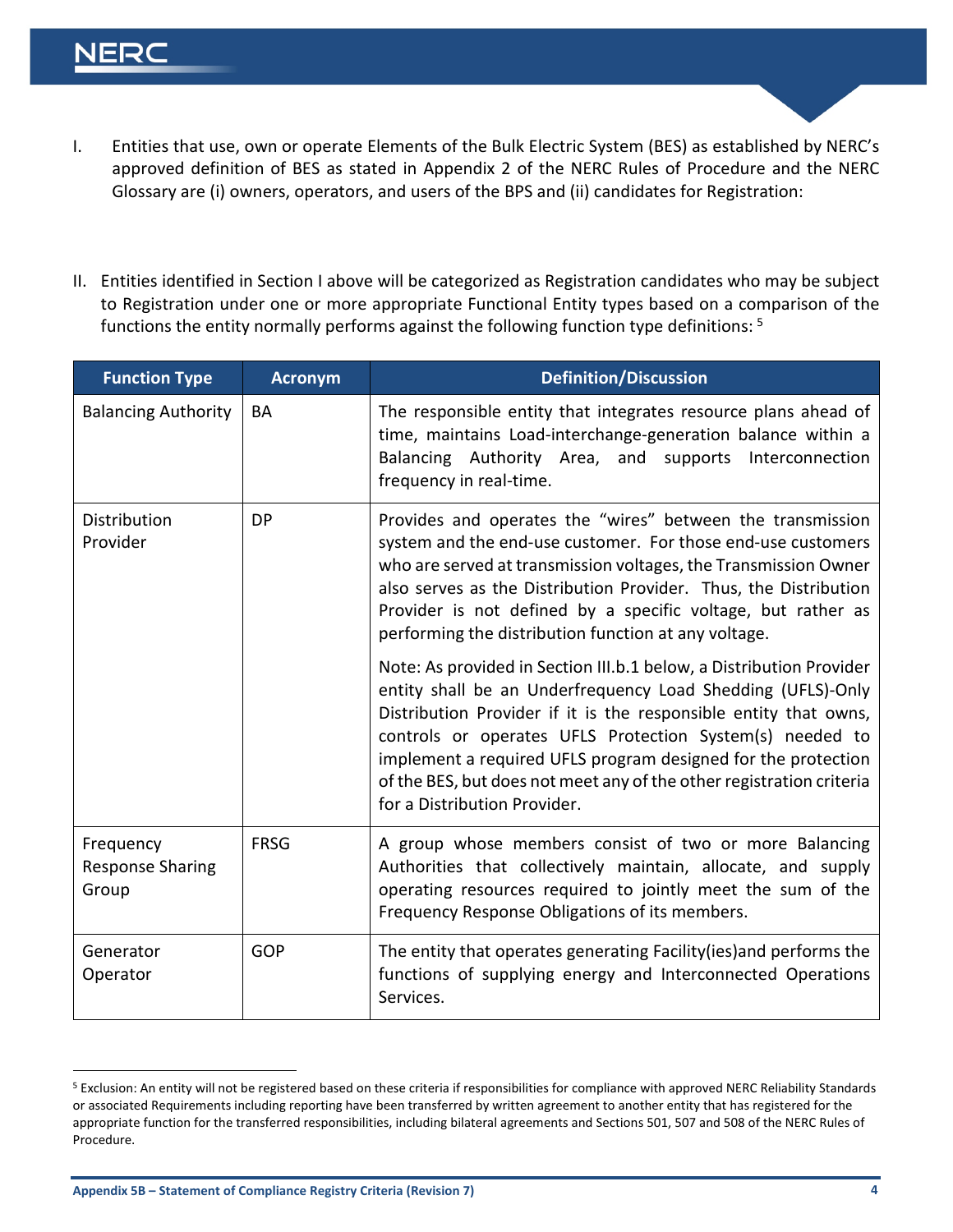I. Entities that use, own or operate Elements of the Bulk Electric System (BES) as established by NERC's approved definition of BES as stated in Appendix 2 of the NERC Rules of Procedure and the NERC Glossary are (i) owners, operators, and users of the BPS and (ii) candidates for Registration:

II. Entities identified in Section I above will be categorized as Registration candidates who may be subject to Registration under one or more appropriate Functional Entity types based on a comparison of the functions the entity normally performs against the following function type definitions: [5]

| Function Type | Acronym | Definition/Discussion |
|---|---|---|
| Balancing Authority | BA | The responsible entity that integrates resource plans ahead of time, maintains Load-interchange-generation balance within a Balancing Authority Area, and supports Interconnection frequency in real-time. |
| Distribution Provider | DP | Provides and operates the "wires" between the transmission system and the end-use customer. For those end-use customers who are served at transmission voltages, the Transmission Owner also serves as the Distribution Provider. Thus, the Distribution Provider is not defined by a specific voltage, but rather as performing the distribution function at any voltage.<br><br>Note: As provided in Section III.b.1 below, a Distribution Provider entity shall be an Underfrequency Load Shedding (UFLS)-Only Distribution Provider if it is the responsible entity that owns, controls or operates UFLS Protection System(s) needed to implement a required UFLS program designed for the protection of the BES, but does not meet any of the other registration criteria for a Distribution Provider. |
| Frequency Response Sharing Group | FRSG | A group whose members consist of two or more Balancing Authorities that collectively maintain, allocate, and supply operating resources required to jointly meet the sum of the Frequency Response Obligations of its members. |
| Generator Operator | GOP | The entity that operates generating Facility(ies)and performs the functions of supplying energy and Interconnected Operations Services. |

[5] Exclusion: An entity will not be registered based on these criteria if responsibilities for compliance with approved NERC Reliability Standards or associated Requirements including reporting have been transferred by written agreement to another entity that has registered for the appropriate function for the transferred responsibilities, including bilateral agreements and Sections 501, 507 and 508 of the NERC Rules of Procedure.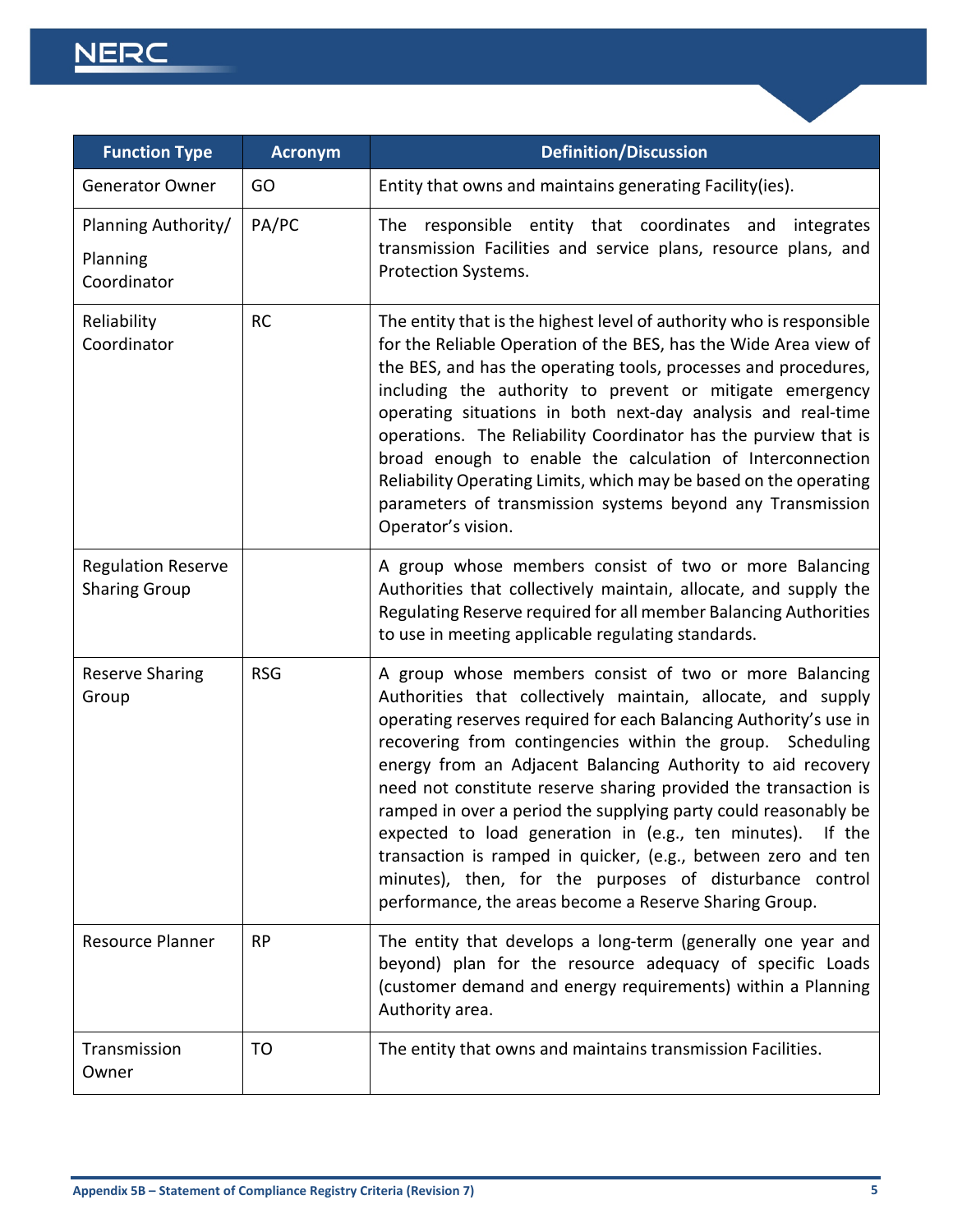| Function Type | Acronym | Definition/Discussion |
|---|---|---|
| Generator Owner | GO | Entity that owns and maintains generating Facility(ies). |
| Planning Authority/ Planning Coordinator | PA/PC | The responsible entity that coordinates and integrates transmission Facilities and service plans, resource plans, and Protection Systems. |
| Reliability Coordinator | RC | The entity that is the highest level of authority who is responsible for the Reliable Operation of the BES, has the Wide Area view of the BES, and has the operating tools, processes and procedures, including the authority to prevent or mitigate emergency operating situations in both next-day analysis and real-time operations. The Reliability Coordinator has the purview that is broad enough to enable the calculation of Interconnection Reliability Operating Limits, which may be based on the operating parameters of transmission systems beyond any Transmission Operator's vision. |
| Regulation Reserve Sharing Group | | A group whose members consist of two or more Balancing Authorities that collectively maintain, allocate, and supply the Regulating Reserve required for all member Balancing Authorities to use in meeting applicable regulating standards. |
| Reserve Sharing Group | RSG | A group whose members consist of two or more Balancing Authorities that collectively maintain, allocate, and supply operating reserves required for each Balancing Authority's use in recovering from contingencies within the group. Scheduling energy from an Adjacent Balancing Authority to aid recovery need not constitute reserve sharing provided the transaction is ramped in over a period the supplying party could reasonably be expected to load generation in (e.g., ten minutes). If the transaction is ramped in quicker, (e.g., between zero and ten minutes), then, for the purposes of disturbance control performance, the areas become a Reserve Sharing Group. |
| Resource Planner | RP | The entity that develops a long-term (generally one year and beyond) plan for the resource adequacy of specific Loads (customer demand and energy requirements) within a Planning Authority area. |
| Transmission Owner | TO | The entity that owns and maintains transmission Facilities. |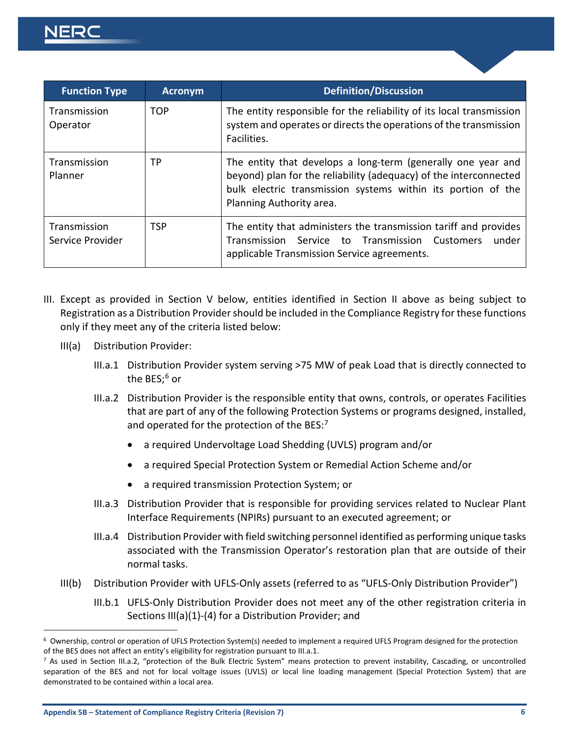| Function Type | Acronym | Definition/Discussion |
|---|---|---|
| Transmission Operator | TOP | The entity responsible for the reliability of its local transmission system and operates or directs the operations of the transmission Facilities. |
| Transmission Planner | TP | The entity that develops a long-term (generally one year and beyond) plan for the reliability (adequacy) of the interconnected bulk electric transmission systems within its portion of the Planning Authority area. |
| Transmission Service Provider | TSP | The entity that administers the transmission tariff and provides Transmission Service to Transmission Customers under applicable Transmission Service agreements. |

III. Except as provided in Section V below, entities identified in Section II above as being subject to Registration as a Distribution Provider should be included in the Compliance Registry for these functions only if they meet any of the criteria listed below:

III(a) Distribution Provider:

III.a.1 Distribution Provider system serving >75 MW of peak Load that is directly connected to the BES;[6] or

III.a.2 Distribution Provider is the responsible entity that owns, controls, or operates Facilities that are part of any of the following Protection Systems or programs designed, installed, and operated for the protection of the BES:[7]

- a required Undervoltage Load Shedding (UVLS) program and/or
- a required Special Protection System or Remedial Action Scheme and/or
- a required transmission Protection System; or

III.a.3 Distribution Provider that is responsible for providing services related to Nuclear Plant Interface Requirements (NPIRs) pursuant to an executed agreement; or

III.a.4 Distribution Provider with field switching personnel identified as performing unique tasks associated with the Transmission Operator's restoration plan that are outside of their normal tasks.

III(b) Distribution Provider with UFLS-Only assets (referred to as "UFLS-Only Distribution Provider")

III.b.1 UFLS-Only Distribution Provider does not meet any of the other registration criteria in Sections III(a)(1)-(4) for a Distribution Provider; and

---

[6] Ownership, control or operation of UFLS Protection System(s) needed to implement a required UFLS Program designed for the protection of the BES does not affect an entity's eligibility for registration pursuant to III.a.1.

[7] As used in Section III.a.2, "protection of the Bulk Electric System" means protection to prevent instability, Cascading, or uncontrolled separation of the BES and not for local voltage issues (UVLS) or local line loading management (Special Protection System) that are demonstrated to be contained within a local area.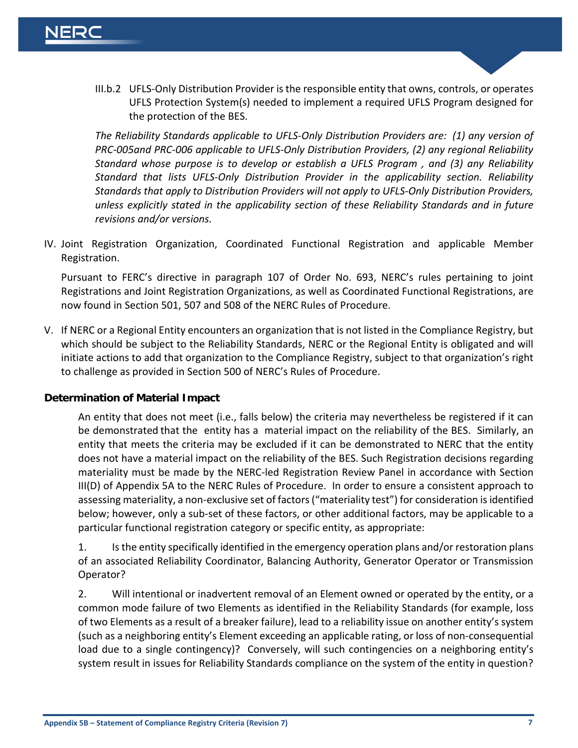III.b.2 UFLS-Only Distribution Provider is the responsible entity that owns, controls, or operates UFLS Protection System(s) needed to implement a required UFLS Program designed for the protection of the BES.

*The Reliability Standards applicable to UFLS-Only Distribution Providers are: (1) any version of PRC-005and PRC-006 applicable to UFLS-Only Distribution Providers, (2) any regional Reliability Standard whose purpose is to develop or establish a UFLS Program , and (3) any Reliability Standard that lists UFLS-Only Distribution Provider in the applicability section. Reliability Standards that apply to Distribution Providers will not apply to UFLS-Only Distribution Providers, unless explicitly stated in the applicability section of these Reliability Standards and in future revisions and/or versions.*

IV. Joint Registration Organization, Coordinated Functional Registration and applicable Member Registration.

Pursuant to FERC's directive in paragraph 107 of Order No. 693, NERC's rules pertaining to joint Registrations and Joint Registration Organizations, as well as Coordinated Functional Registrations, are now found in Section 501, 507 and 508 of the NERC Rules of Procedure.

V. If NERC or a Regional Entity encounters an organization that is not listed in the Compliance Registry, but which should be subject to the Reliability Standards, NERC or the Regional Entity is obligated and will initiate actions to add that organization to the Compliance Registry, subject to that organization's right to challenge as provided in Section 500 of NERC's Rules of Procedure.

## Determination of Material Impact

An entity that does not meet (i.e., falls below) the criteria may nevertheless be registered if it can be demonstrated that the entity has a material impact on the reliability of the BES. Similarly, an entity that meets the criteria may be excluded if it can be demonstrated to NERC that the entity does not have a material impact on the reliability of the BES. Such Registration decisions regarding materiality must be made by the NERC-led Registration Review Panel in accordance with Section III(D) of Appendix 5A to the NERC Rules of Procedure. In order to ensure a consistent approach to assessing materiality, a non-exclusive set of factors ("materiality test") for consideration is identified below; however, only a sub-set of these factors, or other additional factors, may be applicable to a particular functional registration category or specific entity, as appropriate:

1. Is the entity specifically identified in the emergency operation plans and/or restoration plans of an associated Reliability Coordinator, Balancing Authority, Generator Operator or Transmission Operator?

2. Will intentional or inadvertent removal of an Element owned or operated by the entity, or a common mode failure of two Elements as identified in the Reliability Standards (for example, loss of two Elements as a result of a breaker failure), lead to a reliability issue on another entity's system (such as a neighboring entity's Element exceeding an applicable rating, or loss of non-consequential load due to a single contingency)? Conversely, will such contingencies on a neighboring entity's system result in issues for Reliability Standards compliance on the system of the entity in question?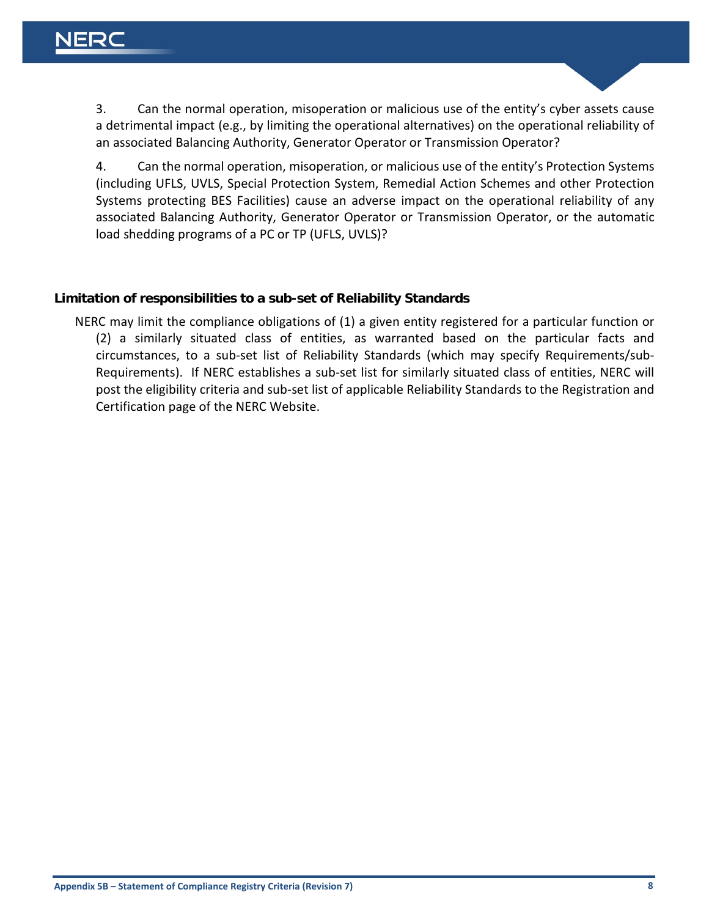3. Can the normal operation, misoperation or malicious use of the entity's cyber assets cause a detrimental impact (e.g., by limiting the operational alternatives) on the operational reliability of an associated Balancing Authority, Generator Operator or Transmission Operator?

4. Can the normal operation, misoperation, or malicious use of the entity's Protection Systems (including UFLS, UVLS, Special Protection System, Remedial Action Schemes and other Protection Systems protecting BES Facilities) cause an adverse impact on the operational reliability of any associated Balancing Authority, Generator Operator or Transmission Operator, or the automatic load shedding programs of a PC or TP (UFLS, UVLS)?

### Limitation of responsibilities to a sub-set of Reliability Standards

NERC may limit the compliance obligations of (1) a given entity registered for a particular function or (2) a similarly situated class of entities, as warranted based on the particular facts and circumstances, to a sub-set list of Reliability Standards (which may specify Requirements/sub-Requirements). If NERC establishes a sub-set list for similarly situated class of entities, NERC will post the eligibility criteria and sub-set list of applicable Reliability Standards to the Registration and Certification page of the NERC Website.